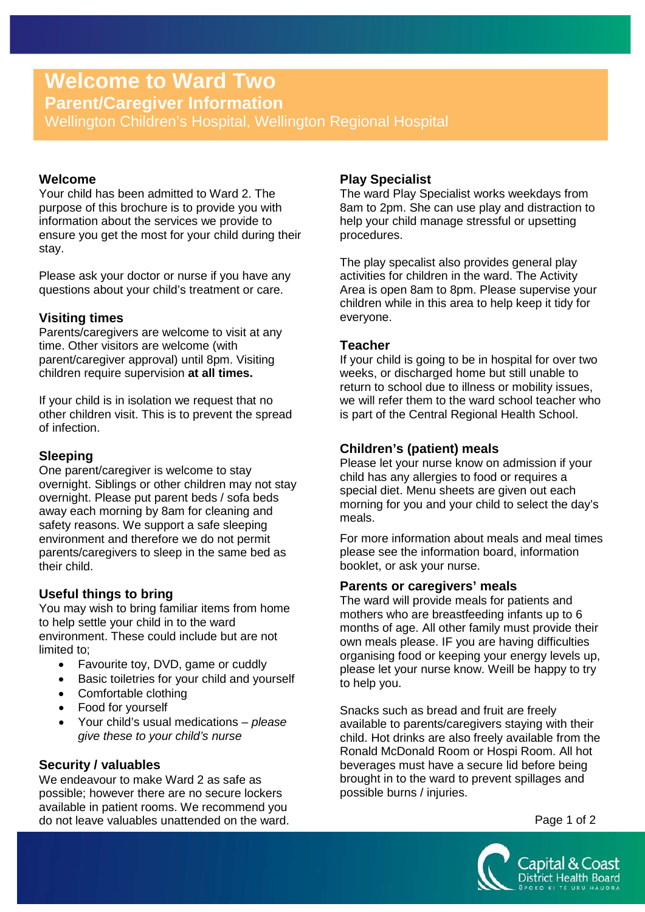# Welcome to Ward Two

## Parent/Caregiver Information

Wellington Children's Hospital, Wellington Regional Hospital

### Welcome

Your child has been admitted to Ward 2. The purpose of this brochure is to provide you with information about the services we provide to ensure you get the most for your child during their stay.

Please ask your doctor or nurse if you have any questions about your child's treatment or care.

### Visiting times

Parents/caregivers are welcome to visit at any time. Other visitors are welcome (with parent/caregiver approval) until 8pm. Visiting children require supervision **at all times.**

If your child is in isolation we request that no other children visit. This is to prevent the spread of infection.

### Sleeping

One parent/caregiver is welcome to stay overnight. Siblings or other children may not stay overnight. Please put parent beds / sofa beds away each morning by 8am for cleaning and safety reasons. We support a safe sleeping environment and therefore we do not permit parents/caregivers to sleep in the same bed as their child.

### Useful things to bring

You may wish to bring familiar items from home to help settle your child in to the ward environment. These could include but are not limited to;

- Favourite toy, DVD, game or cuddly
- Basic toiletries for your child and yourself
- Comfortable clothing
- Food for yourself
- Your child's usual medications – *please give these to your child's nurse*

### Security / valuables

We endeavour to make Ward 2 as safe as possible; however there are no secure lockers available in patient rooms. We recommend you do not leave valuables unattended on the ward.

### Play Specialist

The ward Play Specialist works weekdays from 8am to 2pm. She can use play and distraction to help your child manage stressful or upsetting procedures.

The play specalist also provides general play activities for children in the ward. The Activity Area is open 8am to 8pm. Please supervise your children while in this area to help keep it tidy for everyone.

### Teacher

If your child is going to be in hospital for over two weeks, or discharged home but still unable to return to school due to illness or mobility issues, we will refer them to the ward school teacher who is part of the Central Regional Health School.

### Children's (patient) meals

Please let your nurse know on admission if your child has any allergies to food or requires a special diet. Menu sheets are given out each morning for you and your child to select the day's meals.

For more information about meals and meal times please see the information board, information booklet, or ask your nurse.

### Parents or caregivers' meals

The ward will provide meals for patients and mothers who are breastfeeding infants up to 6 months of age. All other family must provide their own meals please. IF you are having difficulties organising food or keeping your energy levels up, please let your nurse know. Weill be happy to try to help you.

Snacks such as bread and fruit are freely available to parents/caregivers staying with their child. Hot drinks are also freely available from the Ronald McDonald Room or Hospi Room. All hot beverages must have a secure lid before being brought in to the ward to prevent spillages and possible burns / injuries.

Capital & Coast District Health Board
Ūpoko ki te uru hauora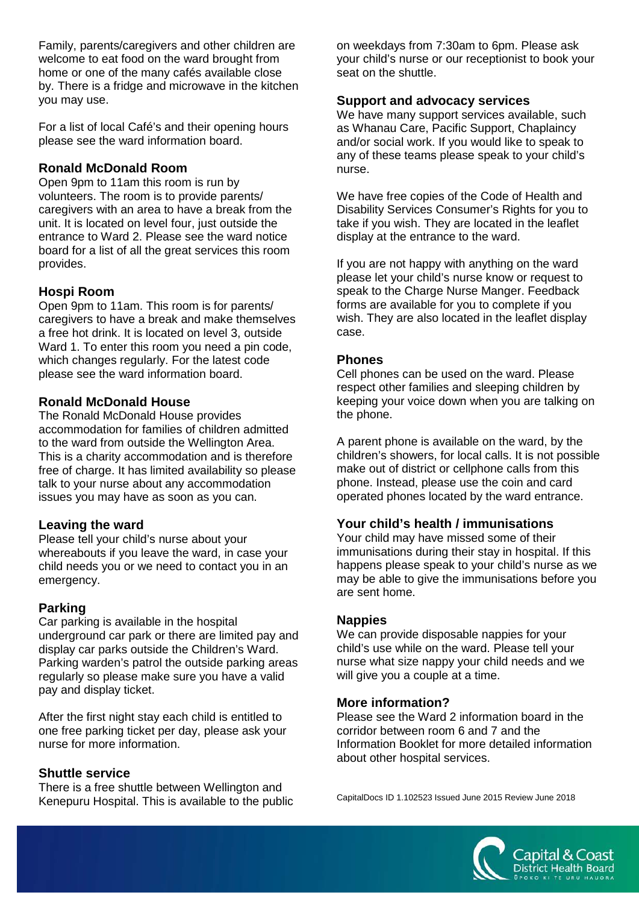Family, parents/caregivers and other children are welcome to eat food on the ward brought from home or one of the many cafés available close by. There is a fridge and microwave in the kitchen you may use.

For a list of local Café's and their opening hours please see the ward information board.

### Ronald McDonald Room

Open 9pm to 11am this room is run by volunteers. The room is to provide parents/ caregivers with an area to have a break from the unit. It is located on level four, just outside the entrance to Ward 2. Please see the ward notice board for a list of all the great services this room provides.

### Hospi Room

Open 9pm to 11am. This room is for parents/ caregivers to have a break and make themselves a free hot drink. It is located on level 3, outside Ward 1. To enter this room you need a pin code, which changes regularly. For the latest code please see the ward information board.

### Ronald McDonald House

The Ronald McDonald House provides accommodation for families of children admitted to the ward from outside the Wellington Area. This is a charity accommodation and is therefore free of charge. It has limited availability so please talk to your nurse about any accommodation issues you may have as soon as you can.

### Leaving the ward

Please tell your child's nurse about your whereabouts if you leave the ward, in case your child needs you or we need to contact you in an emergency.

### Parking

Car parking is available in the hospital underground car park or there are limited pay and display car parks outside the Children's Ward. Parking warden's patrol the outside parking areas regularly so please make sure you have a valid pay and display ticket.

After the first night stay each child is entitled to one free parking ticket per day, please ask your nurse for more information.

### Shuttle service

There is a free shuttle between Wellington and Kenepuru Hospital. This is available to the public on weekdays from 7:30am to 6pm. Please ask your child's nurse or our receptionist to book your seat on the shuttle.

### Support and advocacy services

We have many support services available, such as Whanau Care, Pacific Support, Chaplaincy and/or social work. If you would like to speak to any of these teams please speak to your child's nurse.

We have free copies of the Code of Health and Disability Services Consumer's Rights for you to take if you wish. They are located in the leaflet display at the entrance to the ward.

If you are not happy with anything on the ward please let your child's nurse know or request to speak to the Charge Nurse Manger. Feedback forms are available for you to complete if you wish. They are also located in the leaflet display case.

### Phones

Cell phones can be used on the ward. Please respect other families and sleeping children by keeping your voice down when you are talking on the phone.

A parent phone is available on the ward, by the children's showers, for local calls. It is not possible make out of district or cellphone calls from this phone. Instead, please use the coin and card operated phones located by the ward entrance.

### Your child's health / immunisations

Your child may have missed some of their immunisations during their stay in hospital. If this happens please speak to your child's nurse as we may be able to give the immunisations before you are sent home.

### Nappies

We can provide disposable nappies for your child's use while on the ward. Please tell your nurse what size nappy your child needs and we will give you a couple at a time.

### More information?

Please see the Ward 2 information board in the corridor between room 6 and 7 and the Information Booklet for more detailed information about other hospital services.

CapitalDocs ID 1.102523 Issued June 2015 Review June 2018

Capital & Coast District Health Board
ŪPOKO KI TE URU HAUORA